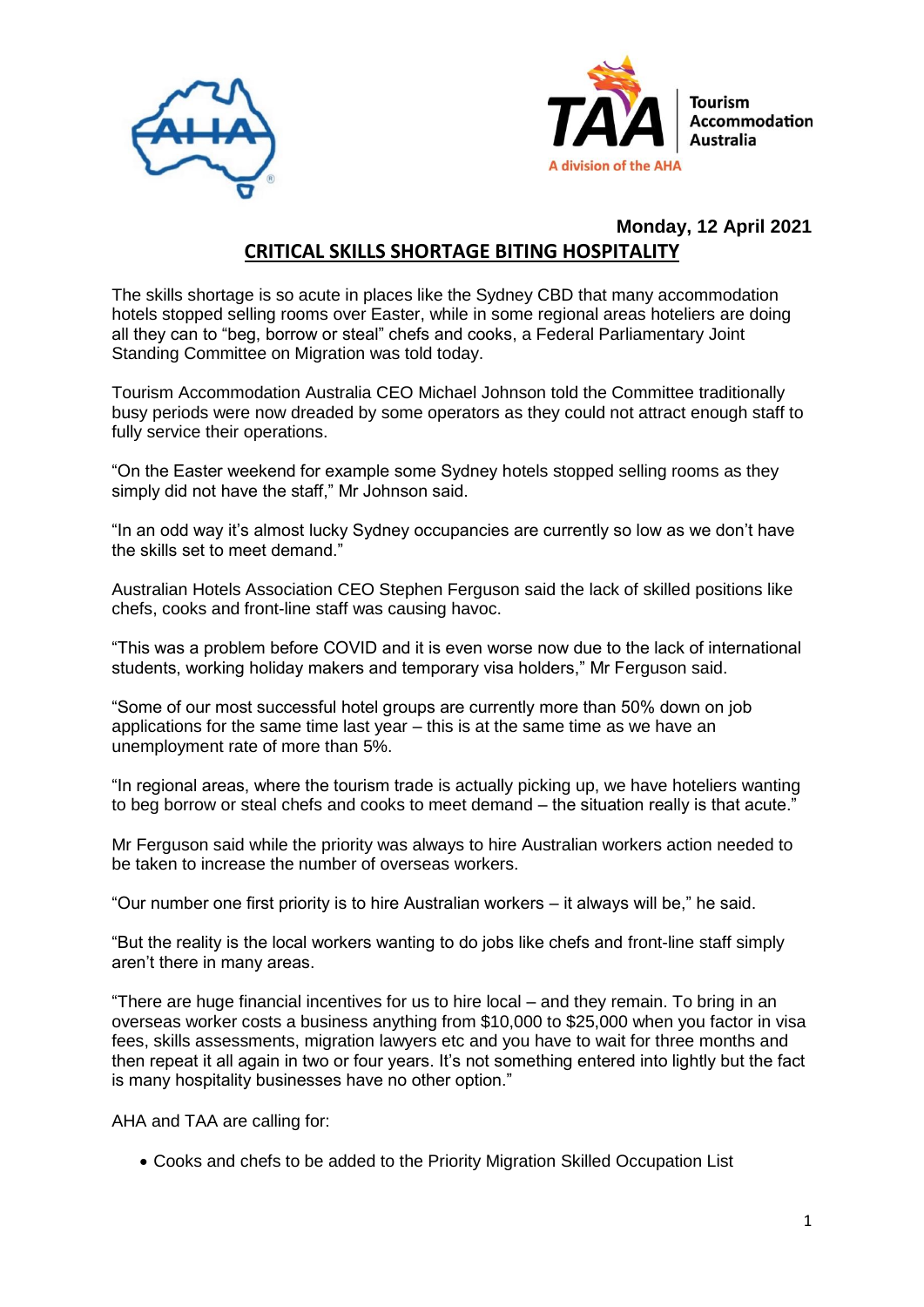**Monday, 12 April 2021**

# CRITICAL SKILLS SHORTAGE BITING HOSPITALITY

The skills shortage is so acute in places like the Sydney CBD that many accommodation hotels stopped selling rooms over Easter, while in some regional areas hoteliers are doing all they can to "beg, borrow or steal" chefs and cooks, a Federal Parliamentary Joint Standing Committee on Migration was told today.

Tourism Accommodation Australia CEO Michael Johnson told the Committee traditionally busy periods were now dreaded by some operators as they could not attract enough staff to fully service their operations.

"On the Easter weekend for example some Sydney hotels stopped selling rooms as they simply did not have the staff," Mr Johnson said.

"In an odd way it's almost lucky Sydney occupancies are currently so low as we don't have the skills set to meet demand."

Australian Hotels Association CEO Stephen Ferguson said the lack of skilled positions like chefs, cooks and front-line staff was causing havoc.

"This was a problem before COVID and it is even worse now due to the lack of international students, working holiday makers and temporary visa holders," Mr Ferguson said.

"Some of our most successful hotel groups are currently more than 50% down on job applications for the same time last year – this is at the same time as we have an unemployment rate of more than 5%.

"In regional areas, where the tourism trade is actually picking up, we have hoteliers wanting to beg borrow or steal chefs and cooks to meet demand – the situation really is that acute."

Mr Ferguson said while the priority was always to hire Australian workers action needed to be taken to increase the number of overseas workers.

"Our number one first priority is to hire Australian workers – it always will be," he said.

"But the reality is the local workers wanting to do jobs like chefs and front-line staff simply aren't there in many areas.

"There are huge financial incentives for us to hire local – and they remain. To bring in an overseas worker costs a business anything from $10,000 to $25,000 when you factor in visa fees, skills assessments, migration lawyers etc and you have to wait for three months and then repeat it all again in two or four years. It's not something entered into lightly but the fact is many hospitality businesses have no other option."

AHA and TAA are calling for:

- Cooks and chefs to be added to the Priority Migration Skilled Occupation List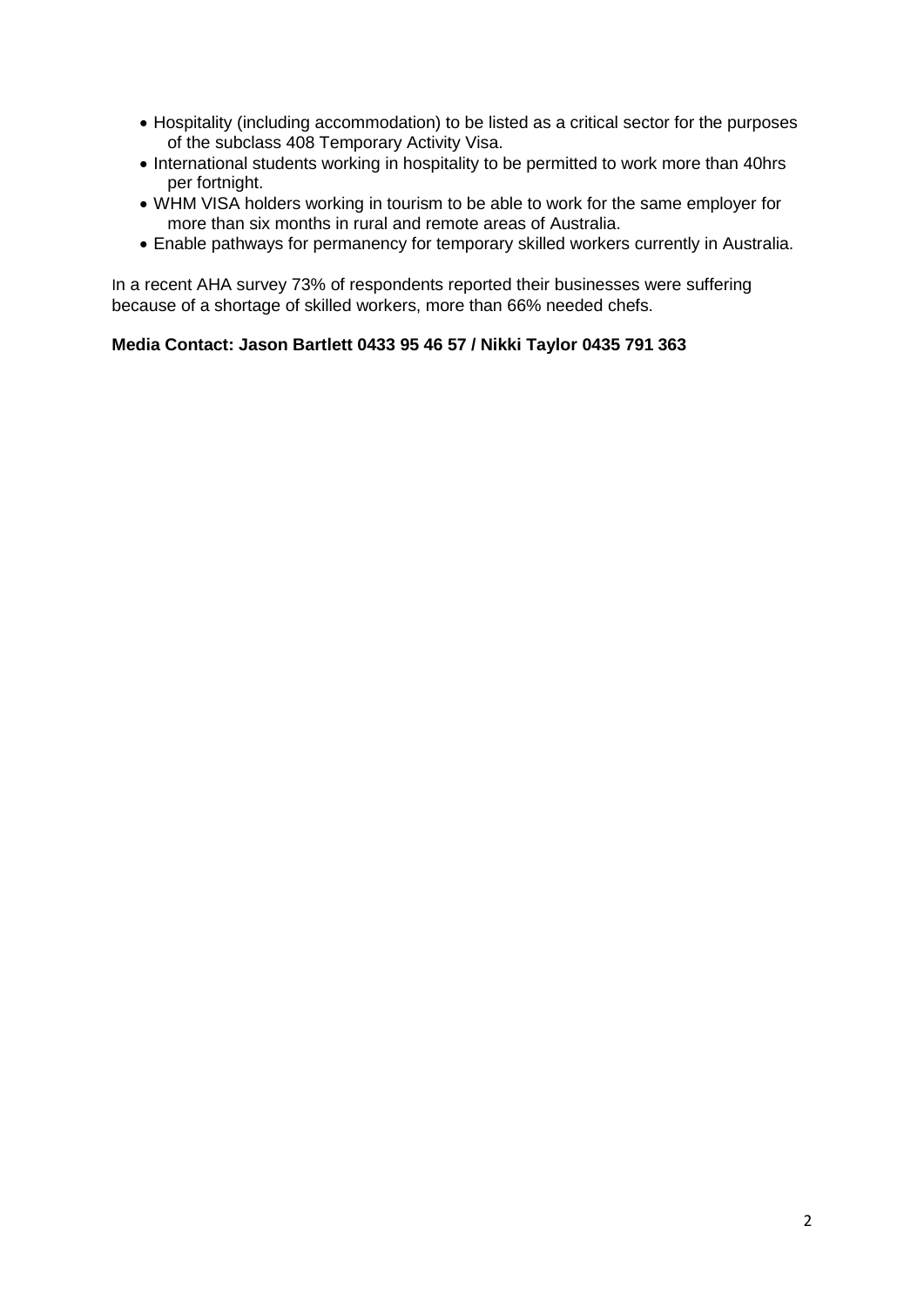- Hospitality (including accommodation) to be listed as a critical sector for the purposes of the subclass 408 Temporary Activity Visa.
- International students working in hospitality to be permitted to work more than 40hrs per fortnight.
- WHM VISA holders working in tourism to be able to work for the same employer for more than six months in rural and remote areas of Australia.
- Enable pathways for permanency for temporary skilled workers currently in Australia.

In a recent AHA survey 73% of respondents reported their businesses were suffering because of a shortage of skilled workers, more than 66% needed chefs.

**Media Contact: Jason Bartlett 0433 95 46 57 / Nikki Taylor 0435 791 363**